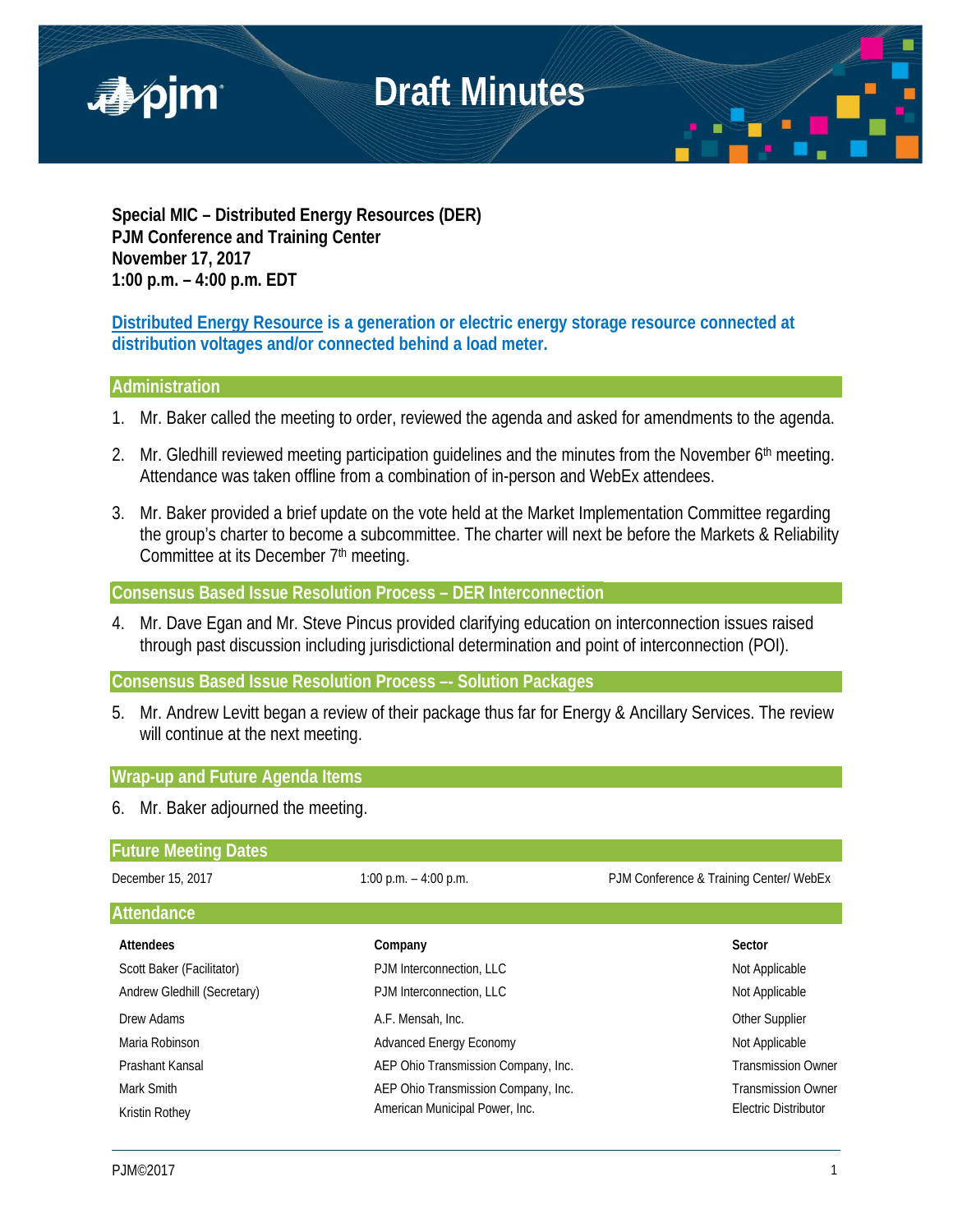# Draft Minutes

**Special MIC – Distributed Energy Resources (DER)**
**PJM Conference and Training Center**
**November 17, 2017**
**1:00 p.m. – 4:00 p.m. EDT**

**Distributed Energy Resource is a generation or electric energy storage resource connected at distribution voltages and/or connected behind a load meter.**

## Administration

1. Mr. Baker called the meeting to order, reviewed the agenda and asked for amendments to the agenda.

2. Mr. Gledhill reviewed meeting participation guidelines and the minutes from the November 6th meeting. Attendance was taken offline from a combination of in-person and WebEx attendees.

3. Mr. Baker provided a brief update on the vote held at the Market Implementation Committee regarding the group's charter to become a subcommittee. The charter will next be before the Markets & Reliability Committee at its December 7th meeting.

## Consensus Based Issue Resolution Process – DER Interconnection

4. Mr. Dave Egan and Mr. Steve Pincus provided clarifying education on interconnection issues raised through past discussion including jurisdictional determination and point of interconnection (POI).

## Consensus Based Issue Resolution Process –- Solution Packages

5. Mr. Andrew Levitt began a review of their package thus far for Energy & Ancillary Services. The review will continue at the next meeting.

## Wrap-up and Future Agenda Items

6. Mr. Baker adjourned the meeting.

## Future Meeting Dates

| | | |
|---|---|---|
| December 15, 2017 | 1:00 p.m. – 4:00 p.m. | PJM Conference & Training Center/ WebEx |

## Attendance

| Attendees | Company | Sector |
|---|---|---|
| Scott Baker (Facilitator) | PJM Interconnection, LLC | Not Applicable |
| Andrew Gledhill (Secretary) | PJM Interconnection, LLC | Not Applicable |
| Drew Adams | A.F. Mensah, Inc. | Other Supplier |
| Maria Robinson | Advanced Energy Economy | Not Applicable |
| Prashant Kansal | AEP Ohio Transmission Company, Inc. | Transmission Owner |
| Mark Smith | AEP Ohio Transmission Company, Inc. | Transmission Owner |
| Kristin Rothey | American Municipal Power, Inc. | Electric Distributor |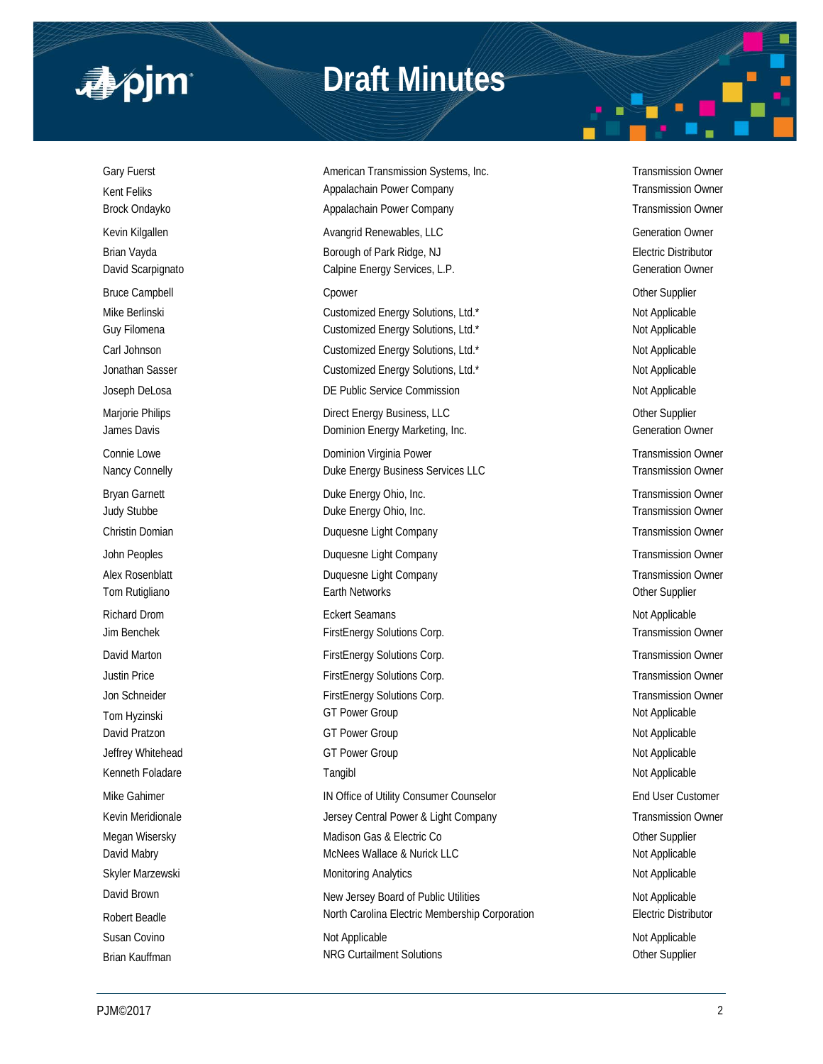| | | |
|---|---|---|
| Gary Fuerst | American Transmission Systems, Inc. | Transmission Owner |
| Kent Feliks | Appalachain Power Company | Transmission Owner |
| Brock Ondayko | Appalachain Power Company | Transmission Owner |
| Kevin Kilgallen | Avangrid Renewables, LLC | Generation Owner |
| Brian Vayda | Borough of Park Ridge, NJ | Electric Distributor |
| David Scarpignato | Calpine Energy Services, L.P. | Generation Owner |
| Bruce Campbell | Cpower | Other Supplier |
| Mike Berlinski | Customized Energy Solutions, Ltd.* | Not Applicable |
| Guy Filomena | Customized Energy Solutions, Ltd.* | Not Applicable |
| Carl Johnson | Customized Energy Solutions, Ltd.* | Not Applicable |
| Jonathan Sasser | Customized Energy Solutions, Ltd.* | Not Applicable |
| Joseph DeLosa | DE Public Service Commission | Not Applicable |
| Marjorie Philips | Direct Energy Business, LLC | Other Supplier |
| James Davis | Dominion Energy Marketing, Inc. | Generation Owner |
| Connie Lowe | Dominion Virginia Power | Transmission Owner |
| Nancy Connelly | Duke Energy Business Services LLC | Transmission Owner |
| Bryan Garnett | Duke Energy Ohio, Inc. | Transmission Owner |
| Judy Stubbe | Duke Energy Ohio, Inc. | Transmission Owner |
| Christin Domian | Duquesne Light Company | Transmission Owner |
| John Peoples | Duquesne Light Company | Transmission Owner |
| Alex Rosenblatt | Duquesne Light Company | Transmission Owner |
| Tom Rutigliano | Earth Networks | Other Supplier |
| Richard Drom | Eckert Seamans | Not Applicable |
| Jim Benchek | FirstEnergy Solutions Corp. | Transmission Owner |
| David Marton | FirstEnergy Solutions Corp. | Transmission Owner |
| Justin Price | FirstEnergy Solutions Corp. | Transmission Owner |
| Jon Schneider | FirstEnergy Solutions Corp. | Transmission Owner |
| Tom Hyzinski | GT Power Group | Not Applicable |
| David Pratzon | GT Power Group | Not Applicable |
| Jeffrey Whitehead | GT Power Group | Not Applicable |
| Kenneth Foladare | Tangibl | Not Applicable |
| Mike Gahimer | IN Office of Utility Consumer Counselor | End User Customer |
| Kevin Meridionale | Jersey Central Power & Light Company | Transmission Owner |
| Megan Wisersky | Madison Gas & Electric Co | Other Supplier |
| David Mabry | McNees Wallace & Nurick LLC | Not Applicable |
| Skyler Marzewski | Monitoring Analytics | Not Applicable |
| David Brown | New Jersey Board of Public Utilities | Not Applicable |
| Robert Beadle | North Carolina Electric Membership Corporation | Electric Distributor |
| Susan Covino | Not Applicable | Not Applicable |
| Brian Kauffman | NRG Curtailment Solutions | Other Supplier |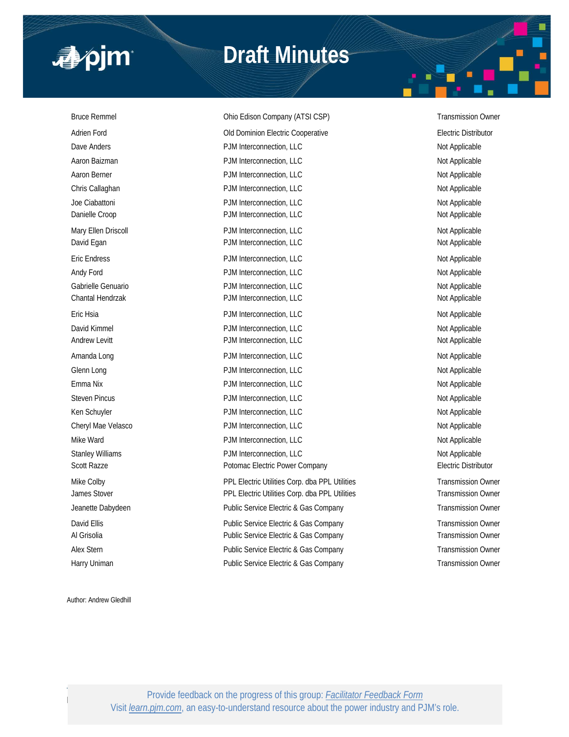| | | |
|---|---|---|
| Bruce Remmel | Ohio Edison Company (ATSI CSP) | Transmission Owner |
| Adrien Ford | Old Dominion Electric Cooperative | Electric Distributor |
| Dave Anders | PJM Interconnection, LLC | Not Applicable |
| Aaron Baizman | PJM Interconnection, LLC | Not Applicable |
| Aaron Berner | PJM Interconnection, LLC | Not Applicable |
| Chris Callaghan | PJM Interconnection, LLC | Not Applicable |
| Joe Ciabattoni | PJM Interconnection, LLC | Not Applicable |
| Danielle Croop | PJM Interconnection, LLC | Not Applicable |
| Mary Ellen Driscoll | PJM Interconnection, LLC | Not Applicable |
| David Egan | PJM Interconnection, LLC | Not Applicable |
| Eric Endress | PJM Interconnection, LLC | Not Applicable |
| Andy Ford | PJM Interconnection, LLC | Not Applicable |
| Gabrielle Genuario | PJM Interconnection, LLC | Not Applicable |
| Chantal Hendrzak | PJM Interconnection, LLC | Not Applicable |
| Eric Hsia | PJM Interconnection, LLC | Not Applicable |
| David Kimmel | PJM Interconnection, LLC | Not Applicable |
| Andrew Levitt | PJM Interconnection, LLC | Not Applicable |
| Amanda Long | PJM Interconnection, LLC | Not Applicable |
| Glenn Long | PJM Interconnection, LLC | Not Applicable |
| Emma Nix | PJM Interconnection, LLC | Not Applicable |
| Steven Pincus | PJM Interconnection, LLC | Not Applicable |
| Ken Schuyler | PJM Interconnection, LLC | Not Applicable |
| Cheryl Mae Velasco | PJM Interconnection, LLC | Not Applicable |
| Mike Ward | PJM Interconnection, LLC | Not Applicable |
| Stanley Williams | PJM Interconnection, LLC | Not Applicable |
| Scott Razze | Potomac Electric Power Company | Electric Distributor |
| Mike Colby | PPL Electric Utilities Corp. dba PPL Utilities | Transmission Owner |
| James Stover | PPL Electric Utilities Corp. dba PPL Utilities | Transmission Owner |
| Jeanette Dabydeen | Public Service Electric & Gas Company | Transmission Owner |
| David Ellis | Public Service Electric & Gas Company | Transmission Owner |
| Al Grisolia | Public Service Electric & Gas Company | Transmission Owner |
| Alex Stern | Public Service Electric & Gas Company | Transmission Owner |
| Harry Uniman | Public Service Electric & Gas Company | Transmission Owner |

Author: Andrew Gledhill

Provide feedback on the progress of this group: *Facilitator Feedback Form*
Visit *learn.pjm.com*, an easy-to-understand resource about the power industry and PJM's role.